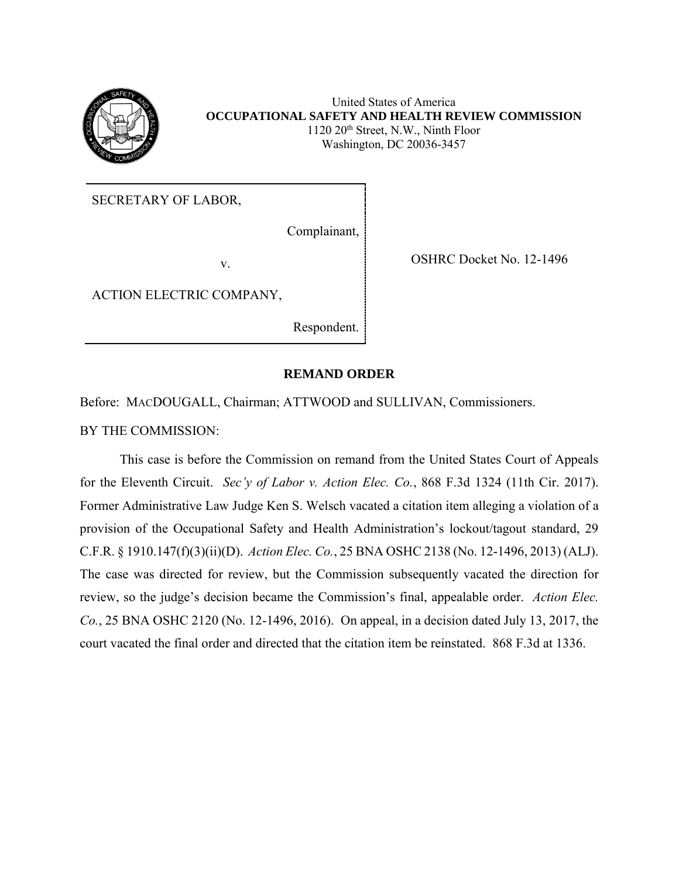United States of America
**OCCUPATIONAL SAFETY AND HEALTH REVIEW COMMISSION**
1120 20th Street, N.W., Ninth Floor
Washington, DC 20036-3457

| | |
|---|---|
| SECRETARY OF LABOR,<br><br>Complainant,<br><br>v.<br><br>ACTION ELECTRIC COMPANY,<br><br>Respondent. | OSHRC Docket No. 12-1496 |

**REMAND ORDER**

Before: MACDOUGALL, Chairman; ATTWOOD and SULLIVAN, Commissioners.

BY THE COMMISSION:

This case is before the Commission on remand from the United States Court of Appeals for the Eleventh Circuit. *Sec'y of Labor v. Action Elec. Co.*, 868 F.3d 1324 (11th Cir. 2017). Former Administrative Law Judge Ken S. Welsch vacated a citation item alleging a violation of a provision of the Occupational Safety and Health Administration's lockout/tagout standard, 29 C.F.R. § 1910.147(f)(3)(ii)(D). *Action Elec. Co.*, 25 BNA OSHC 2138 (No. 12-1496, 2013) (ALJ). The case was directed for review, but the Commission subsequently vacated the direction for review, so the judge's decision became the Commission's final, appealable order. *Action Elec. Co.*, 25 BNA OSHC 2120 (No. 12-1496, 2016). On appeal, in a decision dated July 13, 2017, the court vacated the final order and directed that the citation item be reinstated. 868 F.3d at 1336.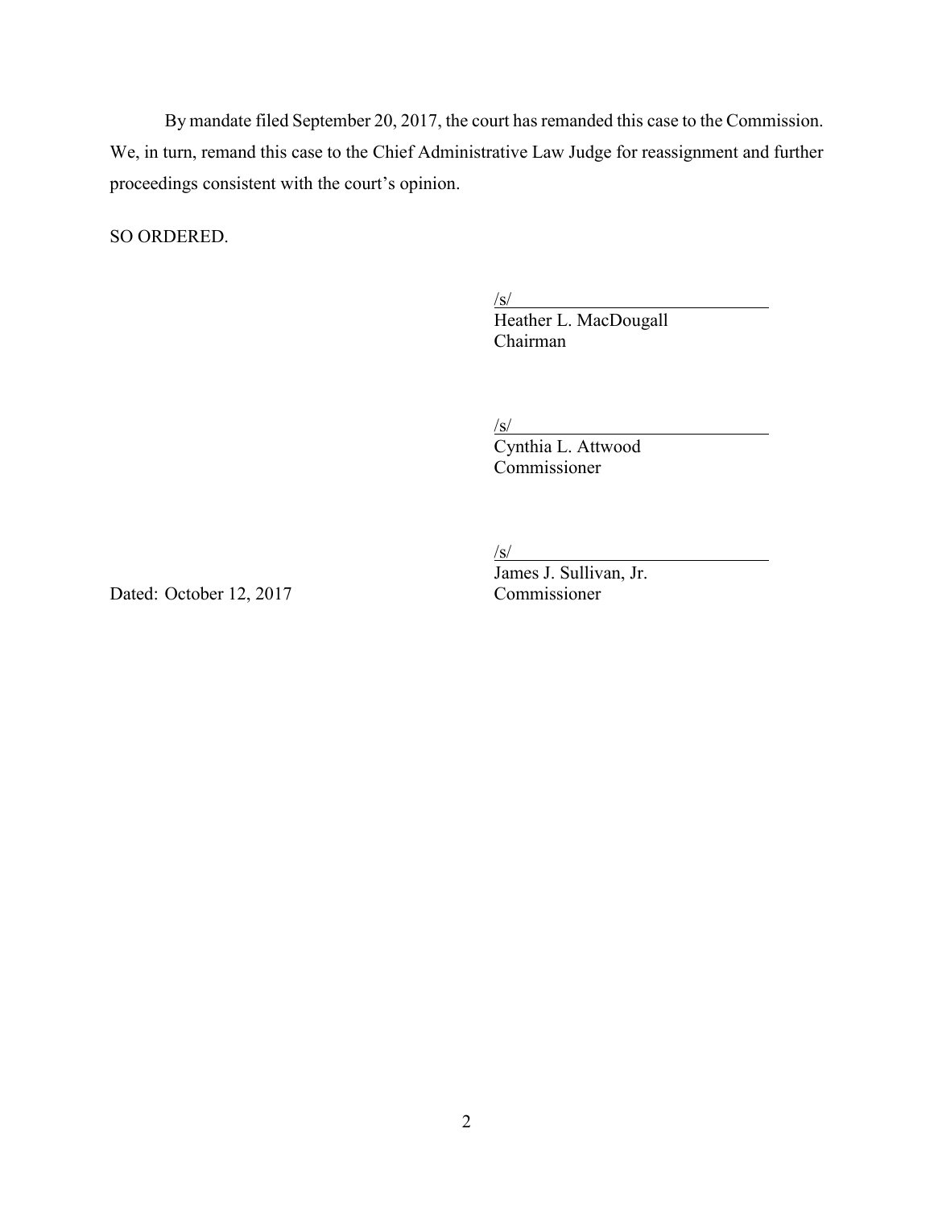By mandate filed September 20, 2017, the court has remanded this case to the Commission. We, in turn, remand this case to the Chief Administrative Law Judge for reassignment and further proceedings consistent with the court's opinion.

SO ORDERED.

/s/
Heather L. MacDougall
Chairman

/s/
Cynthia L. Attwood
Commissioner

/s/
James J. Sullivan, Jr.
Commissioner

Dated: October 12, 2017